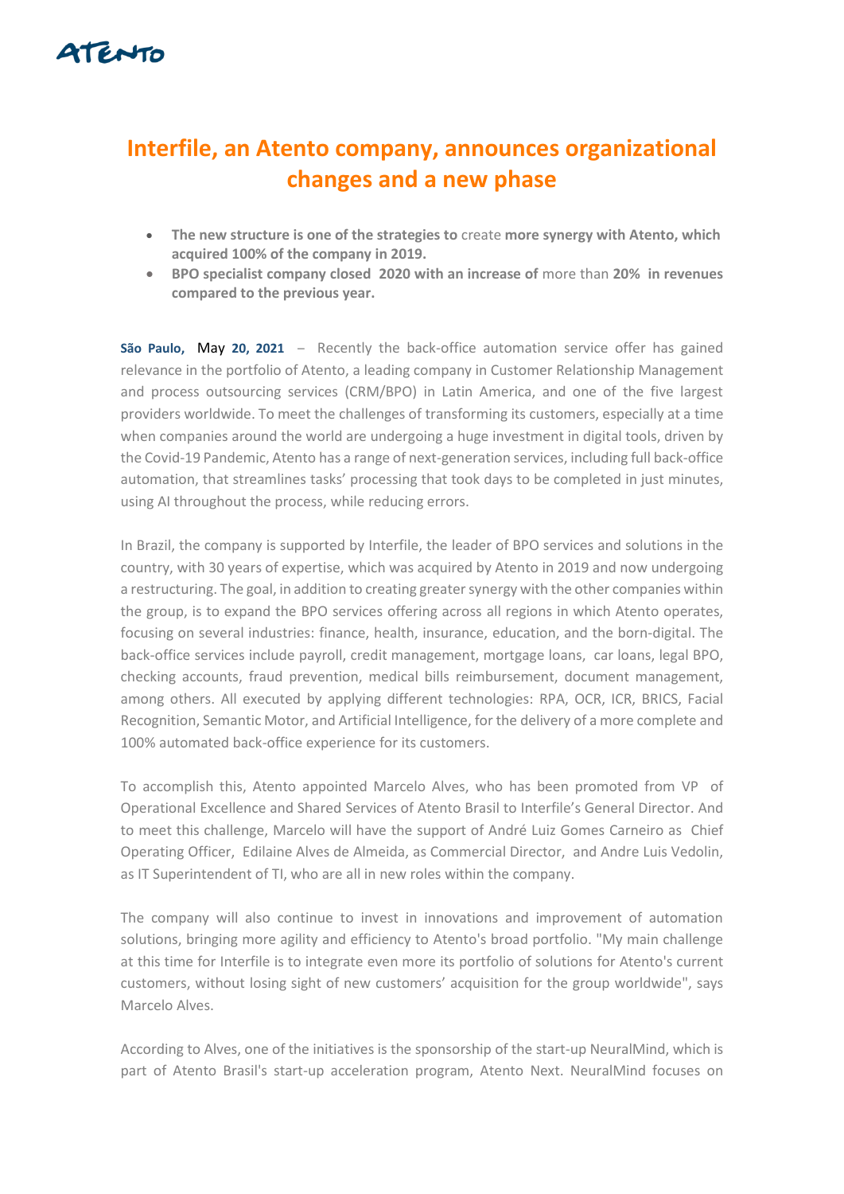# Interfile, an Atento company, announces organizational changes and a new phase

- **The new structure is one of the strategies to** create **more synergy with Atento, which acquired 100% of the company in 2019.**
- **BPO specialist company closed 2020 with an increase of** more than **20% in revenues compared to the previous year.**

**São Paulo,** May **20, 2021** – Recently the back-office automation service offer has gained relevance in the portfolio of Atento, a leading company in Customer Relationship Management and process outsourcing services (CRM/BPO) in Latin America, and one of the five largest providers worldwide. To meet the challenges of transforming its customers, especially at a time when companies around the world are undergoing a huge investment in digital tools, driven by the Covid-19 Pandemic, Atento has a range of next-generation services, including full back-office automation, that streamlines tasks' processing that took days to be completed in just minutes, using AI throughout the process, while reducing errors.

In Brazil, the company is supported by Interfile, the leader of BPO services and solutions in the country, with 30 years of expertise, which was acquired by Atento in 2019 and now undergoing a restructuring. The goal, in addition to creating greater synergy with the other companies within the group, is to expand the BPO services offering across all regions in which Atento operates, focusing on several industries: finance, health, insurance, education, and the born-digital. The back-office services include payroll, credit management, mortgage loans, car loans, legal BPO, checking accounts, fraud prevention, medical bills reimbursement, document management, among others. All executed by applying different technologies: RPA, OCR, ICR, BRICS, Facial Recognition, Semantic Motor, and Artificial Intelligence, for the delivery of a more complete and 100% automated back-office experience for its customers.

To accomplish this, Atento appointed Marcelo Alves, who has been promoted from VP of Operational Excellence and Shared Services of Atento Brasil to Interfile's General Director. And to meet this challenge, Marcelo will have the support of André Luiz Gomes Carneiro as Chief Operating Officer, Edilaine Alves de Almeida, as Commercial Director, and Andre Luis Vedolin, as IT Superintendent of TI, who are all in new roles within the company.

The company will also continue to invest in innovations and improvement of automation solutions, bringing more agility and efficiency to Atento's broad portfolio. "My main challenge at this time for Interfile is to integrate even more its portfolio of solutions for Atento's current customers, without losing sight of new customers' acquisition for the group worldwide", says Marcelo Alves.

According to Alves, one of the initiatives is the sponsorship of the start-up NeuralMind, which is part of Atento Brasil's start-up acceleration program, Atento Next. NeuralMind focuses on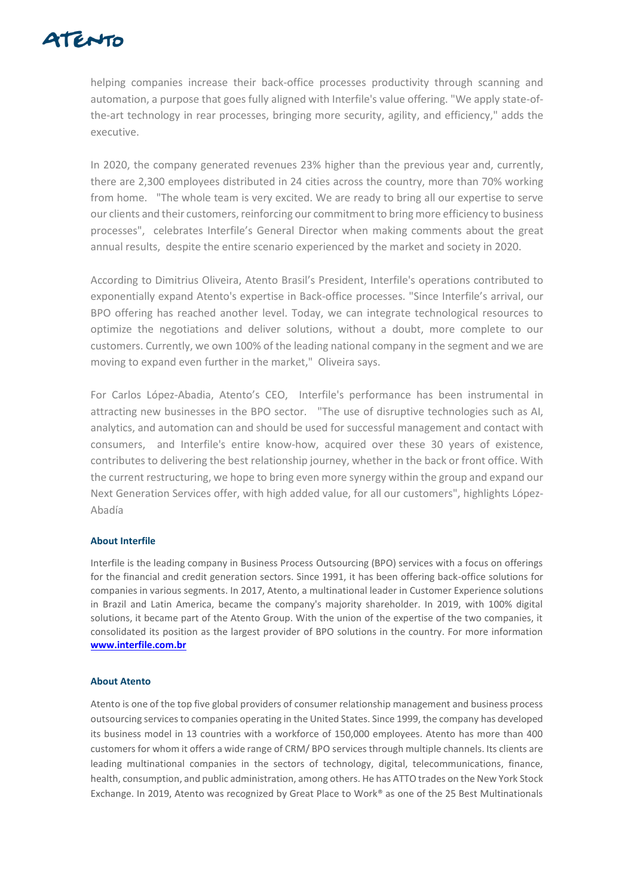helping companies increase their back-office processes productivity through scanning and automation, a purpose that goes fully aligned with Interfile's value offering. "We apply state-of-the-art technology in rear processes, bringing more security, agility, and efficiency," adds the executive.

In 2020, the company generated revenues 23% higher than the previous year and, currently, there are 2,300 employees distributed in 24 cities across the country, more than 70% working from home. "The whole team is very excited. We are ready to bring all our expertise to serve our clients and their customers, reinforcing our commitment to bring more efficiency to business processes", celebrates Interfile's General Director when making comments about the great annual results, despite the entire scenario experienced by the market and society in 2020.

According to Dimitrius Oliveira, Atento Brasil's President, Interfile's operations contributed to exponentially expand Atento's expertise in Back-office processes. "Since Interfile's arrival, our BPO offering has reached another level. Today, we can integrate technological resources to optimize the negotiations and deliver solutions, without a doubt, more complete to our customers. Currently, we own 100% of the leading national company in the segment and we are moving to expand even further in the market," Oliveira says.

For Carlos López-Abadia, Atento's CEO, Interfile's performance has been instrumental in attracting new businesses in the BPO sector. "The use of disruptive technologies such as AI, analytics, and automation can and should be used for successful management and contact with consumers, and Interfile's entire know-how, acquired over these 30 years of existence, contributes to delivering the best relationship journey, whether in the back or front office. With the current restructuring, we hope to bring even more synergy within the group and expand our Next Generation Services offer, with high added value, for all our customers", highlights López-Abadía

### About Interfile

Interfile is the leading company in Business Process Outsourcing (BPO) services with a focus on offerings for the financial and credit generation sectors. Since 1991, it has been offering back-office solutions for companies in various segments. In 2017, Atento, a multinational leader in Customer Experience solutions in Brazil and Latin America, became the company's majority shareholder. In 2019, with 100% digital solutions, it became part of the Atento Group. With the union of the expertise of the two companies, it consolidated its position as the largest provider of BPO solutions in the country. For more information **[www.interfile.com.br](http://www.interfile.com.br)**

### About Atento

Atento is one of the top five global providers of consumer relationship management and business process outsourcing services to companies operating in the United States. Since 1999, the company has developed its business model in 13 countries with a workforce of 150,000 employees. Atento has more than 400 customers for whom it offers a wide range of CRM/ BPO services through multiple channels. Its clients are leading multinational companies in the sectors of technology, digital, telecommunications, finance, health, consumption, and public administration, among others. He has ATTO trades on the New York Stock Exchange. In 2019, Atento was recognized by Great Place to Work® as one of the 25 Best Multinationals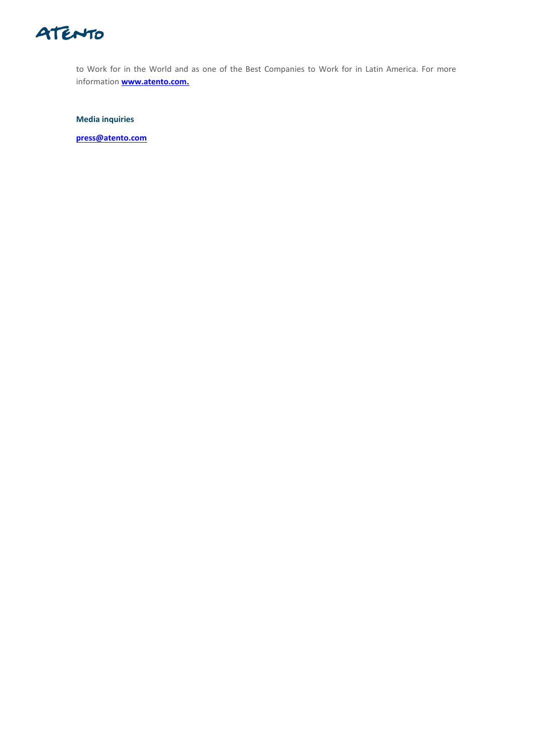to Work for in the World and as one of the Best Companies to Work for in Latin America. For more information **www.atento.com.**

**Media inquiries**

**press@atento.com**